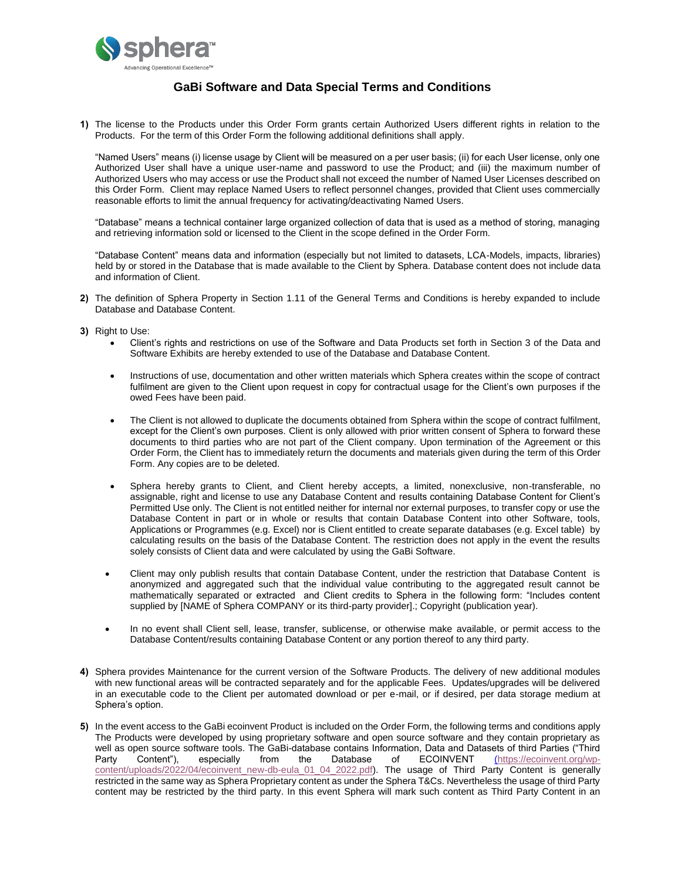# GaBi Software and Data Special Terms and Conditions

**1)** The license to the Products under this Order Form grants certain Authorized Users different rights in relation to the Products. For the term of this Order Form the following additional definitions shall apply.

"Named Users" means (i) license usage by Client will be measured on a per user basis; (ii) for each User license, only one Authorized User shall have a unique user-name and password to use the Product; and (iii) the maximum number of Authorized Users who may access or use the Product shall not exceed the number of Named User Licenses described on this Order Form. Client may replace Named Users to reflect personnel changes, provided that Client uses commercially reasonable efforts to limit the annual frequency for activating/deactivating Named Users.

"Database" means a technical container large organized collection of data that is used as a method of storing, managing and retrieving information sold or licensed to the Client in the scope defined in the Order Form.

"Database Content" means data and information (especially but not limited to datasets, LCA-Models, impacts, libraries) held by or stored in the Database that is made available to the Client by Sphera. Database content does not include data and information of Client.

**2)** The definition of Sphera Property in Section 1.11 of the General Terms and Conditions is hereby expanded to include Database and Database Content.

**3)** Right to Use:

- Client's rights and restrictions on use of the Software and Data Products set forth in Section 3 of the Data and Software Exhibits are hereby extended to use of the Database and Database Content.
- Instructions of use, documentation and other written materials which Sphera creates within the scope of contract fulfilment are given to the Client upon request in copy for contractual usage for the Client's own purposes if the owed Fees have been paid.
- The Client is not allowed to duplicate the documents obtained from Sphera within the scope of contract fulfilment, except for the Client's own purposes. Client is only allowed with prior written consent of Sphera to forward these documents to third parties who are not part of the Client company. Upon termination of the Agreement or this Order Form, the Client has to immediately return the documents and materials given during the term of this Order Form. Any copies are to be deleted.
- Sphera hereby grants to Client, and Client hereby accepts, a limited, nonexclusive, non-transferable, no assignable, right and license to use any Database Content and results containing Database Content for Client's Permitted Use only. The Client is not entitled neither for internal nor external purposes, to transfer copy or use the Database Content in part or in whole or results that contain Database Content into other Software, tools, Applications or Programmes (e.g. Excel) nor is Client entitled to create separate databases (e.g. Excel table) by calculating results on the basis of the Database Content. The restriction does not apply in the event the results solely consists of Client data and were calculated by using the GaBi Software.
- Client may only publish results that contain Database Content, under the restriction that Database Content is anonymized and aggregated such that the individual value contributing to the aggregated result cannot be mathematically separated or extracted and Client credits to Sphera in the following form: "Includes content supplied by [NAME of Sphera COMPANY or its third-party provider].; Copyright (publication year).
- In no event shall Client sell, lease, transfer, sublicense, or otherwise make available, or permit access to the Database Content/results containing Database Content or any portion thereof to any third party.

**4)** Sphera provides Maintenance for the current version of the Software Products. The delivery of new additional modules with new functional areas will be contracted separately and for the applicable Fees. Updates/upgrades will be delivered in an executable code to the Client per automated download or per e-mail, or if desired, per data storage medium at Sphera's option.

**5)** In the event access to the GaBi ecoinvent Product is included on the Order Form, the following terms and conditions apply The Products were developed by using proprietary software and open source software and they contain proprietary as well as open source software tools. The GaBi-database contains Information, Data and Datasets of third Parties ("Third Party Content"), especially from the Database of ECOINVENT (https://ecoinvent.org/wp-content/uploads/2022/04/ecoinvent_new-db-eula_01_04_2022.pdf). The usage of Third Party Content is generally restricted in the same way as Sphera Proprietary content as under the Sphera T&Cs. Nevertheless the usage of third Party content may be restricted by the third party. In this event Sphera will mark such content as Third Party Content in an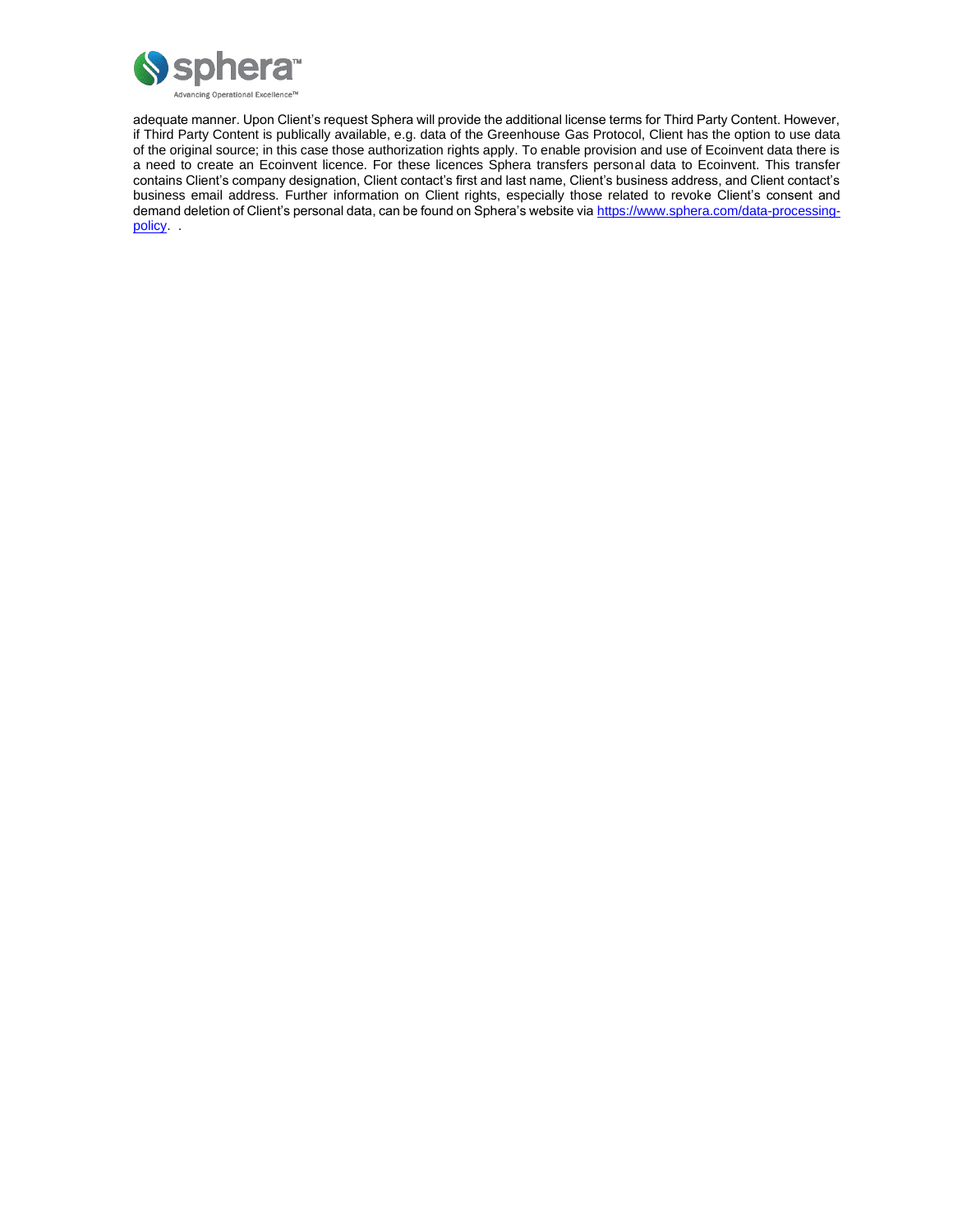adequate manner. Upon Client's request Sphera will provide the additional license terms for Third Party Content. However, if Third Party Content is publically available, e.g. data of the Greenhouse Gas Protocol, Client has the option to use data of the original source; in this case those authorization rights apply. To enable provision and use of Ecoinvent data there is a need to create an Ecoinvent licence. For these licences Sphera transfers personal data to Ecoinvent. This transfer contains Client's company designation, Client contact's first and last name, Client's business address, and Client contact's business email address. Further information on Client rights, especially those related to revoke Client's consent and demand deletion of Client's personal data, can be found on Sphera's website via [https://www.sphera.com/data-processing-policy](https://www.sphera.com/data-processing-policy). .